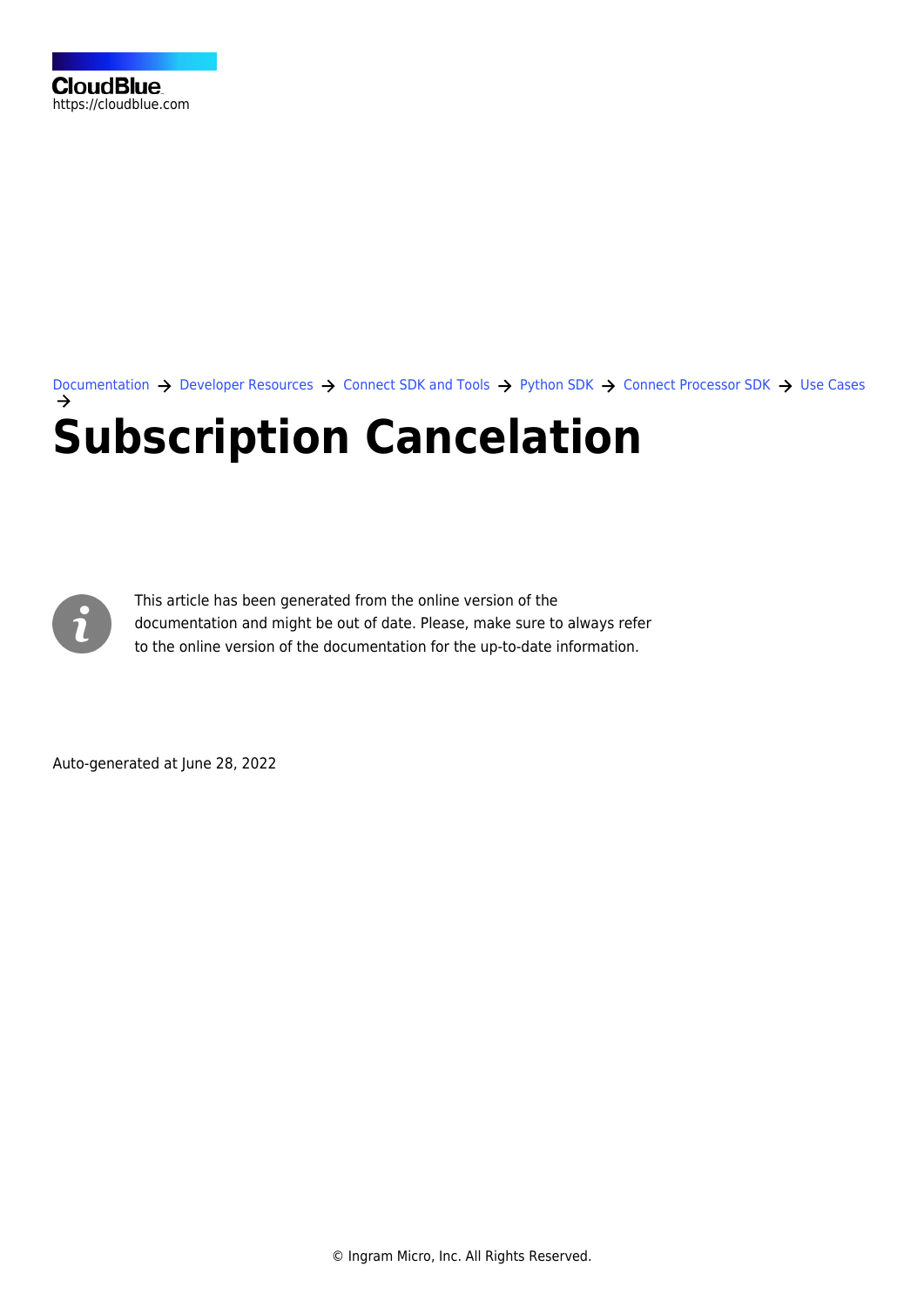CloudBlue
https://cloudblue.com

Documentation → Developer Resources → Connect SDK and Tools → Python SDK → Connect Processor SDK → Use Cases →

# Subscription Cancelation

This article has been generated from the online version of the documentation and might be out of date. Please, make sure to always refer to the online version of the documentation for the up-to-date information.

Auto-generated at June 28, 2022

© Ingram Micro, Inc. All Rights Reserved.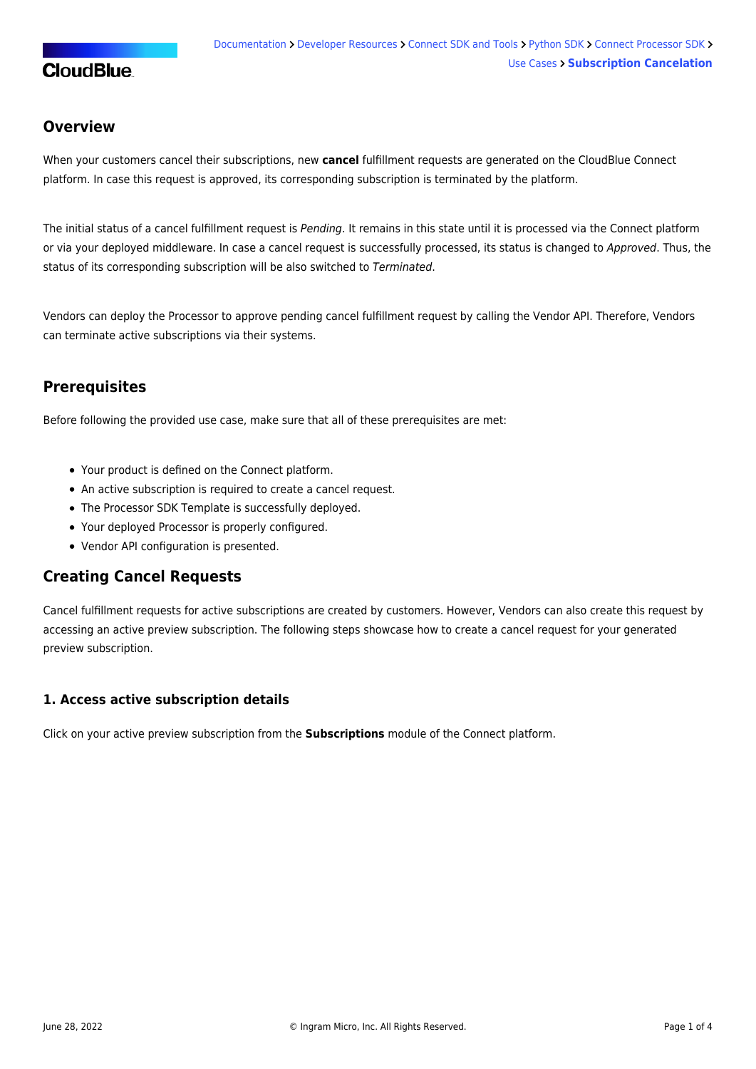## Overview

When your customers cancel their subscriptions, new **cancel** fulfillment requests are generated on the CloudBlue Connect platform. In case this request is approved, its corresponding subscription is terminated by the platform.

The initial status of a cancel fulfillment request is *Pending*. It remains in this state until it is processed via the Connect platform or via your deployed middleware. In case a cancel request is successfully processed, its status is changed to *Approved*. Thus, the status of its corresponding subscription will be also switched to *Terminated*.

Vendors can deploy the Processor to approve pending cancel fulfillment request by calling the Vendor API. Therefore, Vendors can terminate active subscriptions via their systems.

## Prerequisites

Before following the provided use case, make sure that all of these prerequisites are met:

- Your product is defined on the Connect platform.
- An active subscription is required to create a cancel request.
- The Processor SDK Template is successfully deployed.
- Your deployed Processor is properly configured.
- Vendor API configuration is presented.

## Creating Cancel Requests

Cancel fulfillment requests for active subscriptions are created by customers. However, Vendors can also create this request by accessing an active preview subscription. The following steps showcase how to create a cancel request for your generated preview subscription.

### 1. Access active subscription details

Click on your active preview subscription from the **Subscriptions** module of the Connect platform.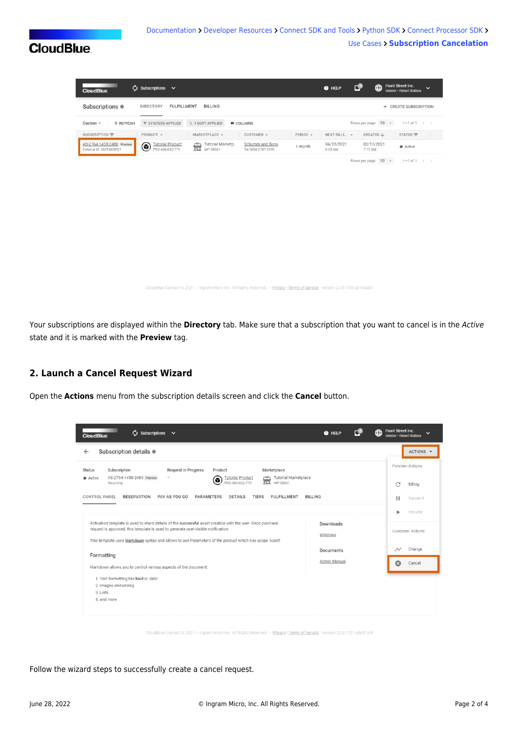Your subscriptions are displayed within the **Directory** tab. Make sure that a subscription that you want to cancel is in the *Active* state and it is marked with the **Preview** tag.

## 2. Launch a Cancel Request Wizard

Open the **Actions** menu from the subscription details screen and click the **Cancel** button.

Follow the wizard steps to successfully create a cancel request.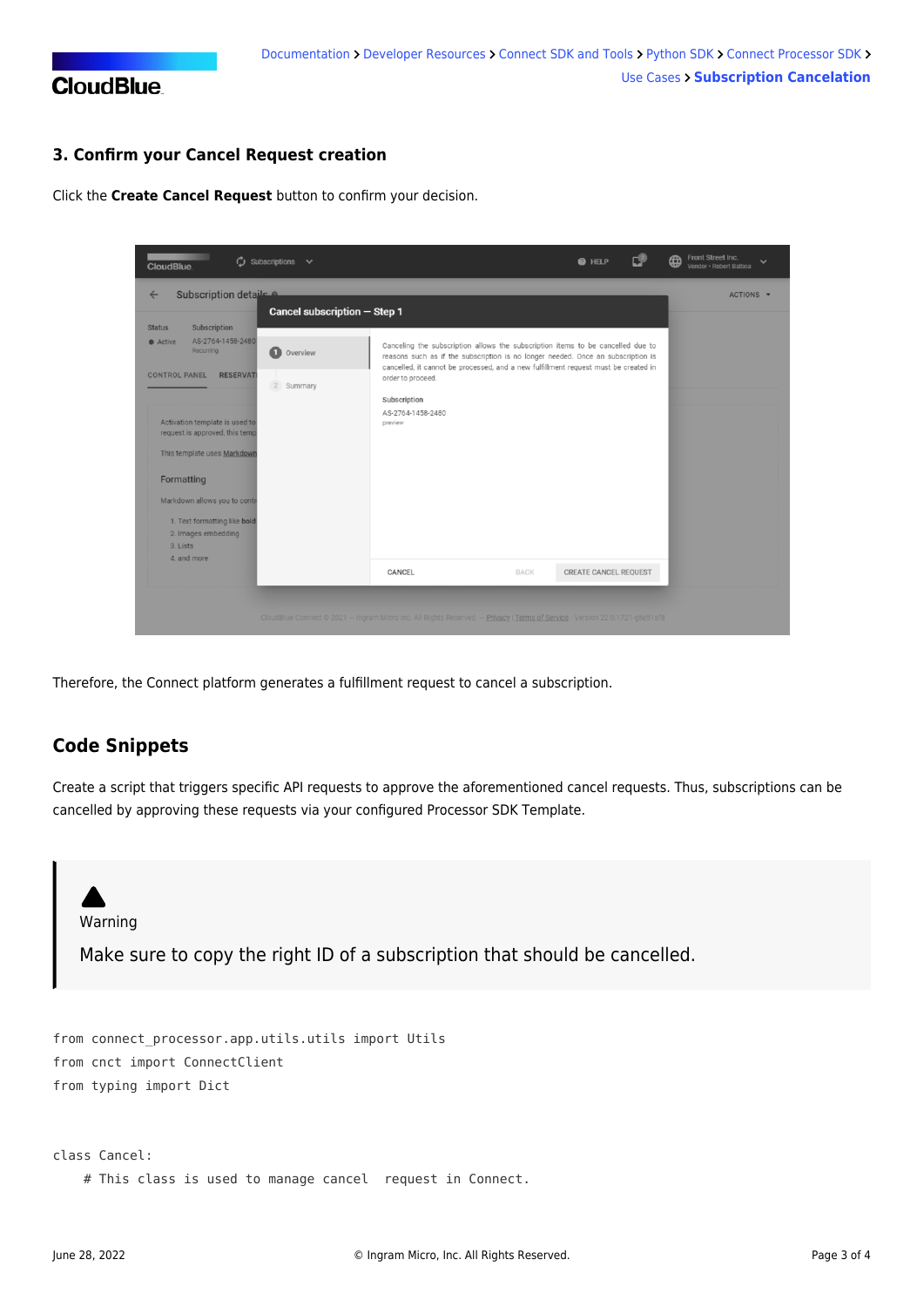### 3. Confirm your Cancel Request creation

Click the **Create Cancel Request** button to confirm your decision.

Therefore, the Connect platform generates a fulfillment request to cancel a subscription.

## Code Snippets

Create a script that triggers specific API requests to approve the aforementioned cancel requests. Thus, subscriptions can be cancelled by approving these requests via your configured Processor SDK Template.

> **Warning**
>
> Make sure to copy the right ID of a subscription that should be cancelled.

```
from connect_processor.app.utils.utils import Utils
from cnct import ConnectClient
from typing import Dict


class Cancel:
    # This class is used to manage cancel  request in Connect.
```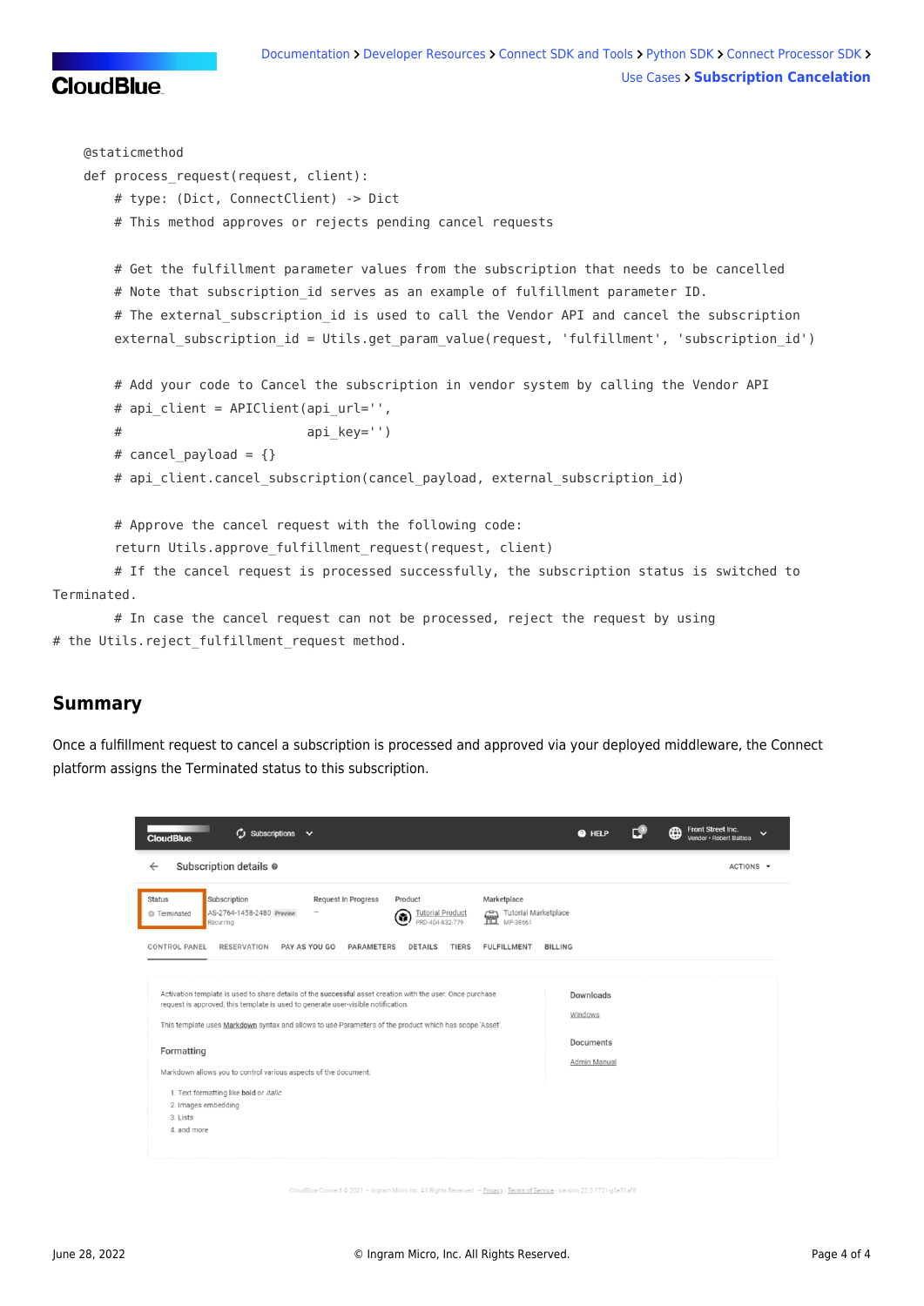```
    @staticmethod
    def process_request(request, client):
        # type: (Dict, ConnectClient) -> Dict
        # This method approves or rejects pending cancel requests

        # Get the fulfillment parameter values from the subscription that needs to be cancelled
        # Note that subscription_id serves as an example of fulfillment parameter ID.
        # The external_subscription_id is used to call the Vendor API and cancel the subscription
        external_subscription_id = Utils.get_param_value(request, 'fulfillment', 'subscription_id')

        # Add your code to Cancel the subscription in vendor system by calling the Vendor API
        # api_client = APIClient(api_url='',
        #                        api_key='')
        # cancel_payload = {}
        # api_client.cancel_subscription(cancel_payload, external_subscription_id)

        # Approve the cancel request with the following code:
        return Utils.approve_fulfillment_request(request, client)
        # If the cancel request is processed successfully, the subscription status is switched to
Terminated.
        # In case the cancel request can not be processed, reject the request by using
# the Utils.reject_fulfillment_request method.
```

## Summary

Once a fulfillment request to cancel a subscription is processed and approved via your deployed middleware, the Connect platform assigns the Terminated status to this subscription.